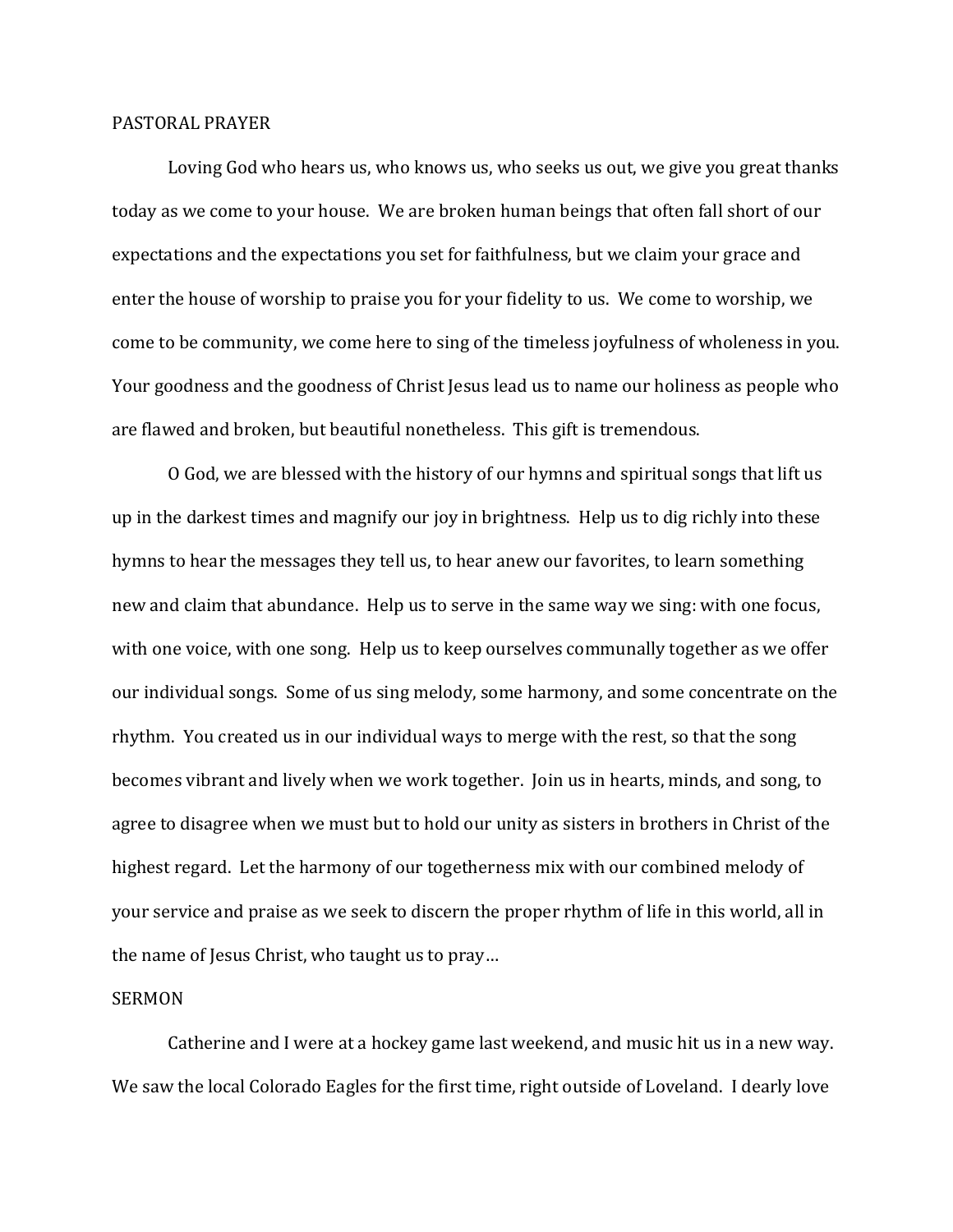PASTORAL PRAYER

Loving God who hears us, who knows us, who seeks us out, we give you great thanks today as we come to your house. We are broken human beings that often fall short of our expectations and the expectations you set for faithfulness, but we claim your grace and enter the house of worship to praise you for your fidelity to us. We come to worship, we come to be community, we come here to sing of the timeless joyfulness of wholeness in you. Your goodness and the goodness of Christ Jesus lead us to name our holiness as people who are flawed and broken, but beautiful nonetheless. This gift is tremendous.

O God, we are blessed with the history of our hymns and spiritual songs that lift us up in the darkest times and magnify our joy in brightness. Help us to dig richly into these hymns to hear the messages they tell us, to hear anew our favorites, to learn something new and claim that abundance. Help us to serve in the same way we sing: with one focus, with one voice, with one song. Help us to keep ourselves communally together as we offer our individual songs. Some of us sing melody, some harmony, and some concentrate on the rhythm. You created us in our individual ways to merge with the rest, so that the song becomes vibrant and lively when we work together. Join us in hearts, minds, and song, to agree to disagree when we must but to hold our unity as sisters in brothers in Christ of the highest regard. Let the harmony of our togetherness mix with our combined melody of your service and praise as we seek to discern the proper rhythm of life in this world, all in the name of Jesus Christ, who taught us to pray…

SERMON

Catherine and I were at a hockey game last weekend, and music hit us in a new way. We saw the local Colorado Eagles for the first time, right outside of Loveland. I dearly love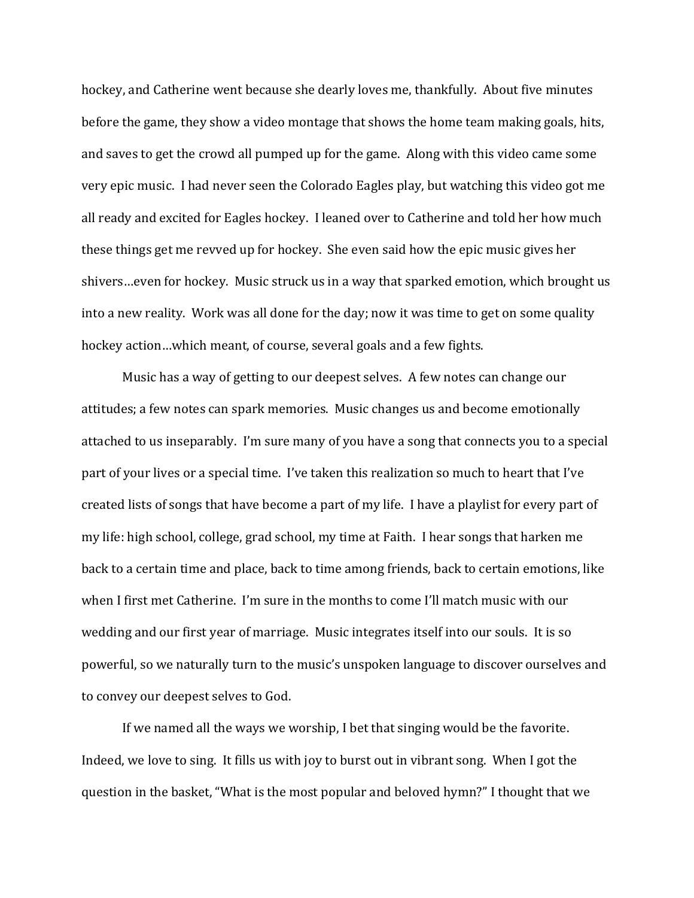hockey, and Catherine went because she dearly loves me, thankfully. About five minutes before the game, they show a video montage that shows the home team making goals, hits, and saves to get the crowd all pumped up for the game. Along with this video came some very epic music. I had never seen the Colorado Eagles play, but watching this video got me all ready and excited for Eagles hockey. I leaned over to Catherine and told her how much these things get me revved up for hockey. She even said how the epic music gives her shivers…even for hockey. Music struck us in a way that sparked emotion, which brought us into a new reality. Work was all done for the day; now it was time to get on some quality hockey action…which meant, of course, several goals and a few fights.

Music has a way of getting to our deepest selves. A few notes can change our attitudes; a few notes can spark memories. Music changes us and become emotionally attached to us inseparably. I'm sure many of you have a song that connects you to a special part of your lives or a special time. I've taken this realization so much to heart that I've created lists of songs that have become a part of my life. I have a playlist for every part of my life: high school, college, grad school, my time at Faith. I hear songs that harken me back to a certain time and place, back to time among friends, back to certain emotions, like when I first met Catherine. I'm sure in the months to come I'll match music with our wedding and our first year of marriage. Music integrates itself into our souls. It is so powerful, so we naturally turn to the music's unspoken language to discover ourselves and to convey our deepest selves to God.

If we named all the ways we worship, I bet that singing would be the favorite. Indeed, we love to sing. It fills us with joy to burst out in vibrant song. When I got the question in the basket, "What is the most popular and beloved hymn?" I thought that we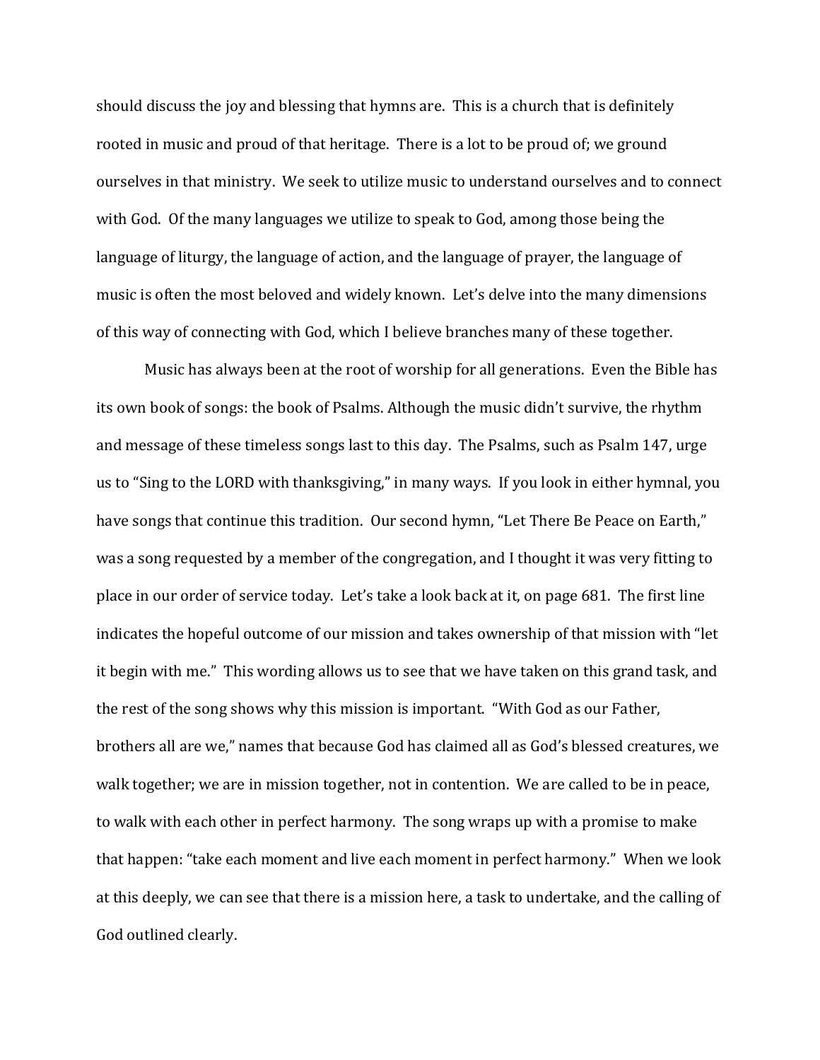should discuss the joy and blessing that hymns are. This is a church that is definitely rooted in music and proud of that heritage. There is a lot to be proud of; we ground ourselves in that ministry. We seek to utilize music to understand ourselves and to connect with God. Of the many languages we utilize to speak to God, among those being the language of liturgy, the language of action, and the language of prayer, the language of music is often the most beloved and widely known. Let's delve into the many dimensions of this way of connecting with God, which I believe branches many of these together.

Music has always been at the root of worship for all generations. Even the Bible has its own book of songs: the book of Psalms. Although the music didn't survive, the rhythm and message of these timeless songs last to this day. The Psalms, such as Psalm 147, urge us to "Sing to the LORD with thanksgiving," in many ways. If you look in either hymnal, you have songs that continue this tradition. Our second hymn, "Let There Be Peace on Earth," was a song requested by a member of the congregation, and I thought it was very fitting to place in our order of service today. Let's take a look back at it, on page 681. The first line indicates the hopeful outcome of our mission and takes ownership of that mission with "let it begin with me." This wording allows us to see that we have taken on this grand task, and the rest of the song shows why this mission is important. "With God as our Father, brothers all are we," names that because God has claimed all as God's blessed creatures, we walk together; we are in mission together, not in contention. We are called to be in peace, to walk with each other in perfect harmony. The song wraps up with a promise to make that happen: "take each moment and live each moment in perfect harmony." When we look at this deeply, we can see that there is a mission here, a task to undertake, and the calling of God outlined clearly.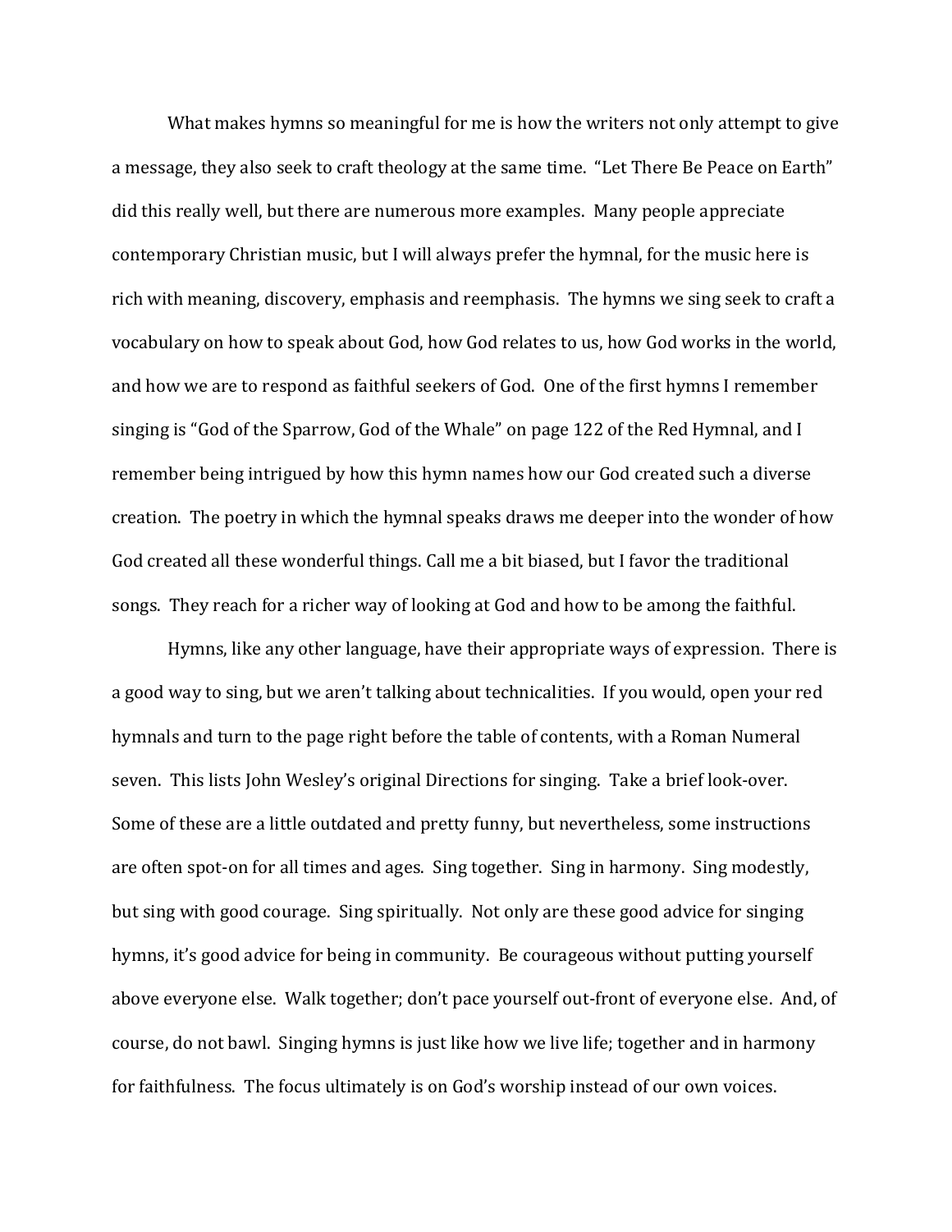What makes hymns so meaningful for me is how the writers not only attempt to give a message, they also seek to craft theology at the same time. "Let There Be Peace on Earth" did this really well, but there are numerous more examples. Many people appreciate contemporary Christian music, but I will always prefer the hymnal, for the music here is rich with meaning, discovery, emphasis and reemphasis. The hymns we sing seek to craft a vocabulary on how to speak about God, how God relates to us, how God works in the world, and how we are to respond as faithful seekers of God. One of the first hymns I remember singing is "God of the Sparrow, God of the Whale" on page 122 of the Red Hymnal, and I remember being intrigued by how this hymn names how our God created such a diverse creation. The poetry in which the hymnal speaks draws me deeper into the wonder of how God created all these wonderful things. Call me a bit biased, but I favor the traditional songs. They reach for a richer way of looking at God and how to be among the faithful.

Hymns, like any other language, have their appropriate ways of expression. There is a good way to sing, but we aren't talking about technicalities. If you would, open your red hymnals and turn to the page right before the table of contents, with a Roman Numeral seven. This lists John Wesley's original Directions for singing. Take a brief look-over. Some of these are a little outdated and pretty funny, but nevertheless, some instructions are often spot-on for all times and ages. Sing together. Sing in harmony. Sing modestly, but sing with good courage. Sing spiritually. Not only are these good advice for singing hymns, it's good advice for being in community. Be courageous without putting yourself above everyone else. Walk together; don't pace yourself out-front of everyone else. And, of course, do not bawl. Singing hymns is just like how we live life; together and in harmony for faithfulness. The focus ultimately is on God's worship instead of our own voices.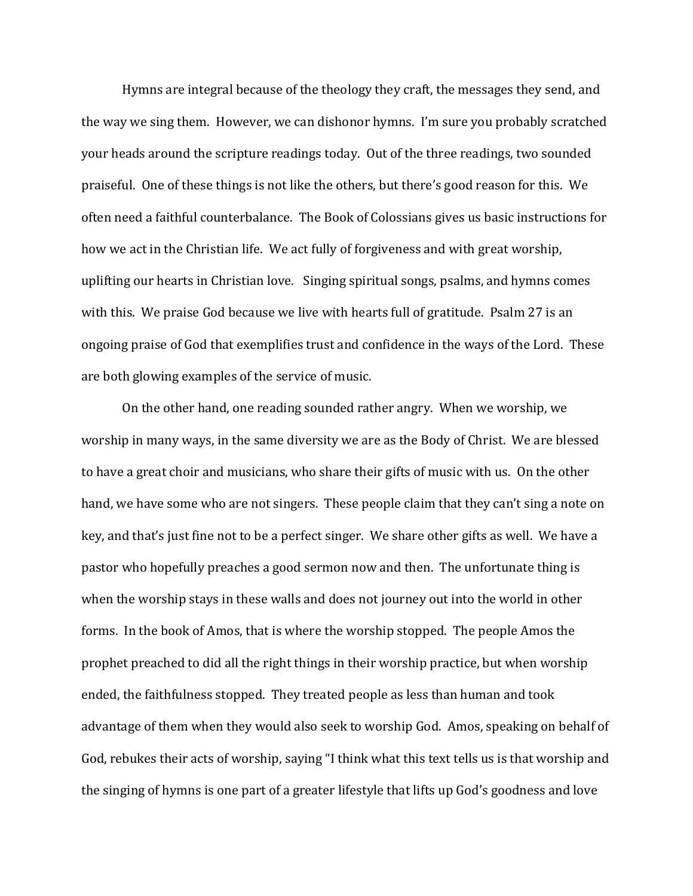Hymns are integral because of the theology they craft, the messages they send, and the way we sing them. However, we can dishonor hymns. I'm sure you probably scratched your heads around the scripture readings today. Out of the three readings, two sounded praiseful. One of these things is not like the others, but there's good reason for this. We often need a faithful counterbalance. The Book of Colossians gives us basic instructions for how we act in the Christian life. We act fully of forgiveness and with great worship, uplifting our hearts in Christian love. Singing spiritual songs, psalms, and hymns comes with this. We praise God because we live with hearts full of gratitude. Psalm 27 is an ongoing praise of God that exemplifies trust and confidence in the ways of the Lord. These are both glowing examples of the service of music.

On the other hand, one reading sounded rather angry. When we worship, we worship in many ways, in the same diversity we are as the Body of Christ. We are blessed to have a great choir and musicians, who share their gifts of music with us. On the other hand, we have some who are not singers. These people claim that they can't sing a note on key, and that's just fine not to be a perfect singer. We share other gifts as well. We have a pastor who hopefully preaches a good sermon now and then. The unfortunate thing is when the worship stays in these walls and does not journey out into the world in other forms. In the book of Amos, that is where the worship stopped. The people Amos the prophet preached to did all the right things in their worship practice, but when worship ended, the faithfulness stopped. They treated people as less than human and took advantage of them when they would also seek to worship God. Amos, speaking on behalf of God, rebukes their acts of worship, saying "I think what this text tells us is that worship and the singing of hymns is one part of a greater lifestyle that lifts up God's goodness and love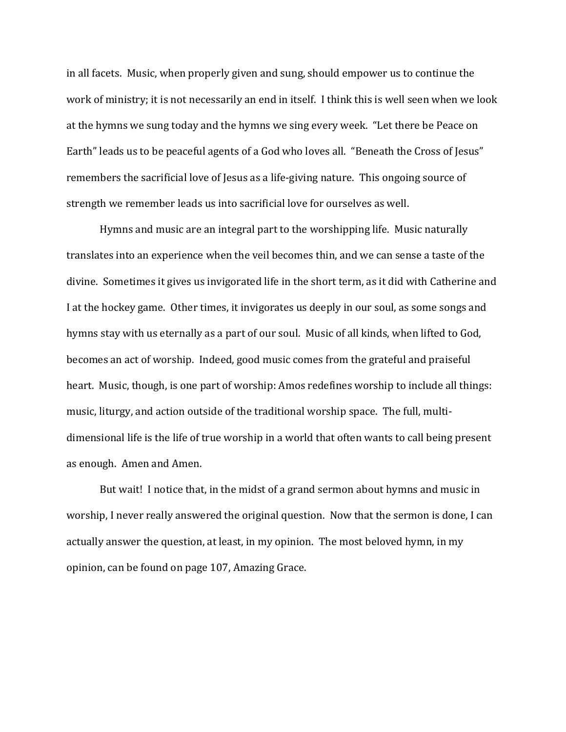in all facets. Music, when properly given and sung, should empower us to continue the work of ministry; it is not necessarily an end in itself. I think this is well seen when we look at the hymns we sung today and the hymns we sing every week. "Let there be Peace on Earth" leads us to be peaceful agents of a God who loves all. "Beneath the Cross of Jesus" remembers the sacrificial love of Jesus as a life-giving nature. This ongoing source of strength we remember leads us into sacrificial love for ourselves as well.

Hymns and music are an integral part to the worshipping life. Music naturally translates into an experience when the veil becomes thin, and we can sense a taste of the divine. Sometimes it gives us invigorated life in the short term, as it did with Catherine and I at the hockey game. Other times, it invigorates us deeply in our soul, as some songs and hymns stay with us eternally as a part of our soul. Music of all kinds, when lifted to God, becomes an act of worship. Indeed, good music comes from the grateful and praiseful heart. Music, though, is one part of worship: Amos redefines worship to include all things: music, liturgy, and action outside of the traditional worship space. The full, multi-dimensional life is the life of true worship in a world that often wants to call being present as enough. Amen and Amen.

But wait! I notice that, in the midst of a grand sermon about hymns and music in worship, I never really answered the original question. Now that the sermon is done, I can actually answer the question, at least, in my opinion. The most beloved hymn, in my opinion, can be found on page 107, Amazing Grace.